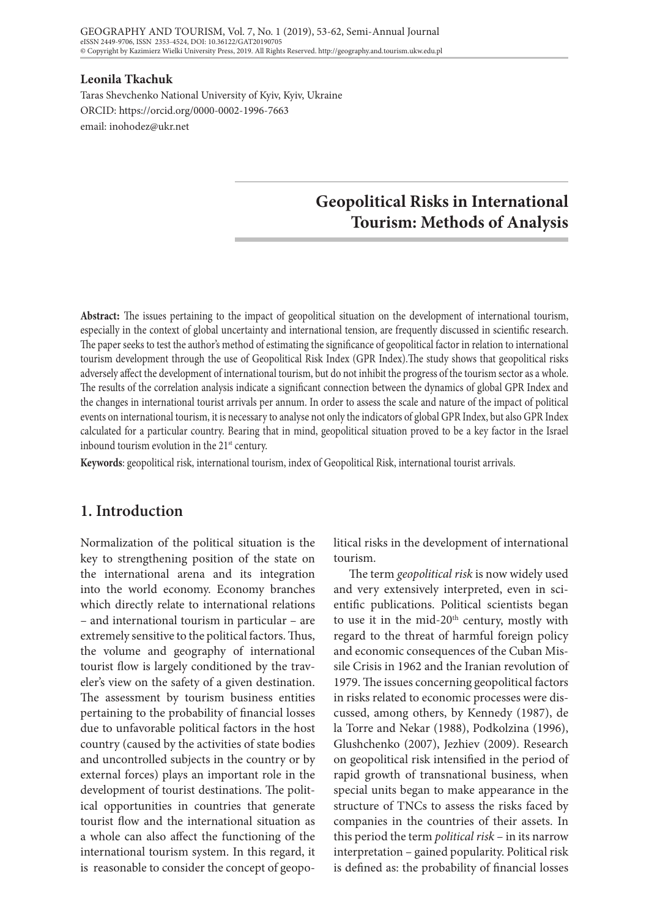**Leonila Tkachuk**

Taras Shevchenko National University of Kyiv, Kyiv, Ukraine
ORCID: https://orcid.org/0000-0002-1996-7663
email: inohodez@ukr.net

# Geopolitical Risks in International Tourism: Methods of Analysis

**Abstract:** The issues pertaining to the impact of geopolitical situation on the development of international tourism, especially in the context of global uncertainty and international tension, are frequently discussed in scientific research. The paper seeks to test the author's method of estimating the significance of geopolitical factor in relation to international tourism development through the use of Geopolitical Risk Index (GPR Index).The study shows that geopolitical risks adversely affect the development of international tourism, but do not inhibit the progress of the tourism sector as a whole. The results of the correlation analysis indicate a significant connection between the dynamics of global GPR Index and the changes in international tourist arrivals per annum. In order to assess the scale and nature of the impact of political events on international tourism, it is necessary to analyse not only the indicators of global GPR Index, but also GPR Index calculated for a particular country. Bearing that in mind, geopolitical situation proved to be a key factor in the Israel inbound tourism evolution in the 21st century.

**Keywords**: geopolitical risk, international tourism, index of Geopolitical Risk, international tourist arrivals.

## 1. Introduction

Normalization of the political situation is the key to strengthening position of the state on the international arena and its integration into the world economy. Economy branches which directly relate to international relations – and international tourism in particular – are extremely sensitive to the political factors. Thus, the volume and geography of international tourist flow is largely conditioned by the traveler's view on the safety of a given destination. The assessment by tourism business entities pertaining to the probability of financial losses due to unfavorable political factors in the host country (caused by the activities of state bodies and uncontrolled subjects in the country or by external forces) plays an important role in the development of tourist destinations. The political opportunities in countries that generate tourist flow and the international situation as a whole can also affect the functioning of the international tourism system. In this regard, it is reasonable to consider the concept of geopolitical risks in the development of international tourism.

The term *geopolitical risk* is now widely used and very extensively interpreted, even in scientific publications. Political scientists began to use it in the mid-20th century, mostly with regard to the threat of harmful foreign policy and economic consequences of the Cuban Missile Crisis in 1962 and the Iranian revolution of 1979. The issues concerning geopolitical factors in risks related to economic processes were discussed, among others, by Kennedy (1987), de la Torre and Nekar (1988), Podkolzina (1996), Glushchenko (2007), Jezhiev (2009). Research on geopolitical risk intensified in the period of rapid growth of transnational business, when special units began to make appearance in the structure of TNCs to assess the risks faced by companies in the countries of their assets. In this period the term *political risk* – in its narrow interpretation – gained popularity. Political risk is defined as: the probability of financial losses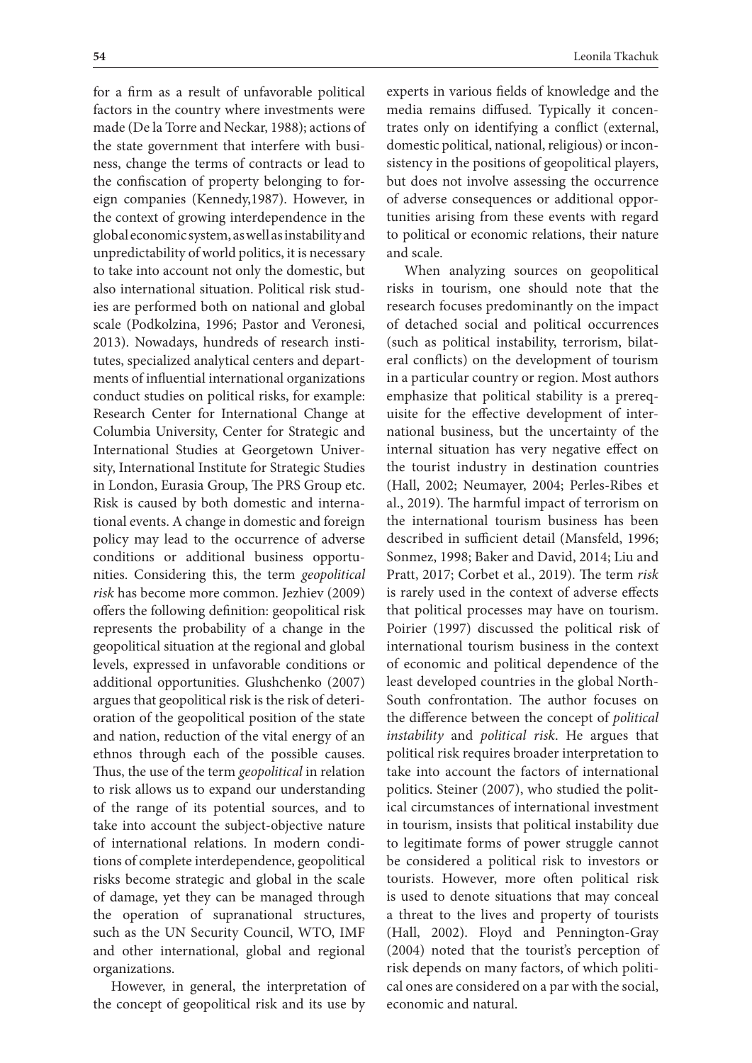for a firm as a result of unfavorable political factors in the country where investments were made (De la Torre and Neckar, 1988); actions of the state government that interfere with business, change the terms of contracts or lead to the confiscation of property belonging to foreign companies (Kennedy,1987). However, in the context of growing interdependence in the global economic system, as well as instability and unpredictability of world politics, it is necessary to take into account not only the domestic, but also international situation. Political risk studies are performed both on national and global scale (Podkolzina, 1996; Pastor and Veronesi, 2013). Nowadays, hundreds of research institutes, specialized analytical centers and departments of influential international organizations conduct studies on political risks, for example: Research Center for International Change at Columbia University, Center for Strategic and International Studies at Georgetown University, International Institute for Strategic Studies in London, Eurasia Group, The PRS Group etc. Risk is caused by both domestic and international events. A change in domestic and foreign policy may lead to the occurrence of adverse conditions or additional business opportunities. Considering this, the term *geopolitical risk* has become more common. Jezhiev (2009) offers the following definition: geopolitical risk represents the probability of a change in the geopolitical situation at the regional and global levels, expressed in unfavorable conditions or additional opportunities. Glushchenko (2007) argues that geopolitical risk is the risk of deterioration of the geopolitical position of the state and nation, reduction of the vital energy of an ethnos through each of the possible causes. Thus, the use of the term *geopolitical* in relation to risk allows us to expand our understanding of the range of its potential sources, and to take into account the subject-objective nature of international relations. In modern conditions of complete interdependence, geopolitical risks become strategic and global in the scale of damage, yet they can be managed through the operation of supranational structures, such as the UN Security Council, WTO, IMF and other international, global and regional organizations.

However, in general, the interpretation of the concept of geopolitical risk and its use by experts in various fields of knowledge and the media remains diffused. Typically it concentrates only on identifying a conflict (external, domestic political, national, religious) or inconsistency in the positions of geopolitical players, but does not involve assessing the occurrence of adverse consequences or additional opportunities arising from these events with regard to political or economic relations, their nature and scale.

When analyzing sources on geopolitical risks in tourism, one should note that the research focuses predominantly on the impact of detached social and political occurrences (such as political instability, terrorism, bilateral conflicts) on the development of tourism in a particular country or region. Most authors emphasize that political stability is a prerequisite for the effective development of international business, but the uncertainty of the internal situation has very negative effect on the tourist industry in destination countries (Hall, 2002; Neumayer, 2004; Perles-Ribes et al., 2019). The harmful impact of terrorism on the international tourism business has been described in sufficient detail (Mansfeld, 1996; Sonmez, 1998; Baker and David, 2014; Liu and Pratt, 2017; Corbet et al., 2019). The term *risk* is rarely used in the context of adverse effects that political processes may have on tourism. Poirier (1997) discussed the political risk of international tourism business in the context of economic and political dependence of the least developed countries in the global North-South confrontation. The author focuses on the difference between the concept of *political instability* and *political risk*. He argues that political risk requires broader interpretation to take into account the factors of international politics. Steiner (2007), who studied the political circumstances of international investment in tourism, insists that political instability due to legitimate forms of power struggle cannot be considered a political risk to investors or tourists. However, more often political risk is used to denote situations that may conceal a threat to the lives and property of tourists (Hall, 2002). Floyd and Pennington-Gray (2004) noted that the tourist's perception of risk depends on many factors, of which political ones are considered on a par with the social, economic and natural.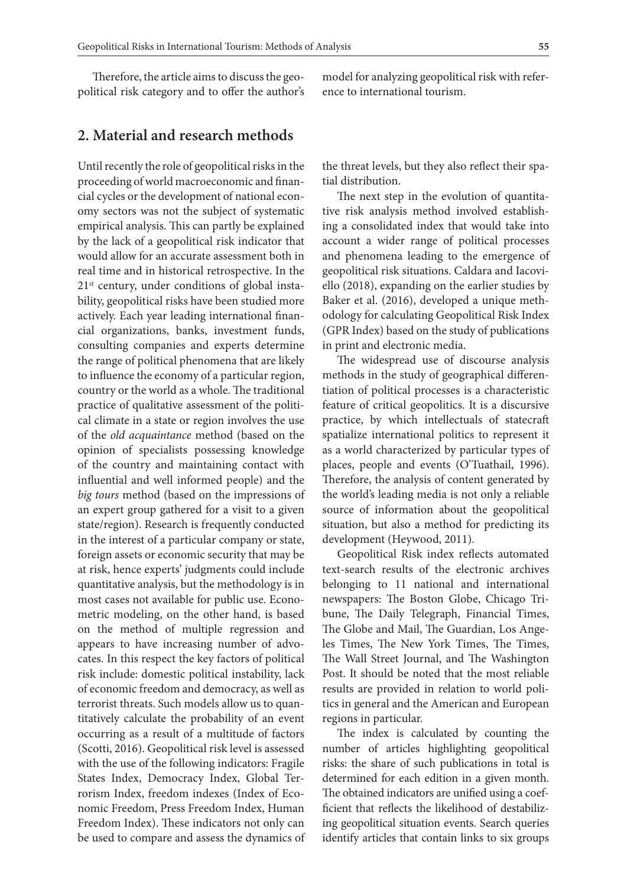Therefore, the article aims to discuss the geopolitical risk category and to offer the author's model for analyzing geopolitical risk with reference to international tourism.

## 2. Material and research methods

Until recently the role of geopolitical risks in the proceeding of world macroeconomic and financial cycles or the development of national economy sectors was not the subject of systematic empirical analysis. This can partly be explained by the lack of a geopolitical risk indicator that would allow for an accurate assessment both in real time and in historical retrospective. In the 21st century, under conditions of global instability, geopolitical risks have been studied more actively. Each year leading international financial organizations, banks, investment funds, consulting companies and experts determine the range of political phenomena that are likely to influence the economy of a particular region, country or the world as a whole. The traditional practice of qualitative assessment of the political climate in a state or region involves the use of the *old acquaintance* method (based on the opinion of specialists possessing knowledge of the country and maintaining contact with influential and well informed people) and the *big tours* method (based on the impressions of an expert group gathered for a visit to a given state/region). Research is frequently conducted in the interest of a particular company or state, foreign assets or economic security that may be at risk, hence experts' judgments could include quantitative analysis, but the methodology is in most cases not available for public use. Econometric modeling, on the other hand, is based on the method of multiple regression and appears to have increasing number of advocates. In this respect the key factors of political risk include: domestic political instability, lack of economic freedom and democracy, as well as terrorist threats. Such models allow us to quantitatively calculate the probability of an event occurring as a result of a multitude of factors (Scotti, 2016). Geopolitical risk level is assessed with the use of the following indicators: Fragile States Index, Democracy Index, Global Terrorism Index, freedom indexes (Index of Economic Freedom, Press Freedom Index, Human Freedom Index). These indicators not only can be used to compare and assess the dynamics of the threat levels, but they also reflect their spatial distribution.

The next step in the evolution of quantitative risk analysis method involved establishing a consolidated index that would take into account a wider range of political processes and phenomena leading to the emergence of geopolitical risk situations. Caldara and Iacoviello (2018), expanding on the earlier studies by Baker et al. (2016), developed a unique methodology for calculating Geopolitical Risk Index (GPR Index) based on the study of publications in print and electronic media.

The widespread use of discourse analysis methods in the study of geographical differentiation of political processes is a characteristic feature of critical geopolitics. It is a discursive practice, by which intellectuals of statecraft spatialize international politics to represent it as a world characterized by particular types of places, people and events (O'Tuathail, 1996). Therefore, the analysis of content generated by the world's leading media is not only a reliable source of information about the geopolitical situation, but also a method for predicting its development (Heywood, 2011).

Geopolitical Risk index reflects automated text-search results of the electronic archives belonging to 11 national and international newspapers: The Boston Globe, Chicago Tribune, The Daily Telegraph, Financial Times, The Globe and Mail, The Guardian, Los Angeles Times, The New York Times, The Times, The Wall Street Journal, and The Washington Post. It should be noted that the most reliable results are provided in relation to world politics in general and the American and European regions in particular.

The index is calculated by counting the number of articles highlighting geopolitical risks: the share of such publications in total is determined for each edition in a given month. The obtained indicators are unified using a coefficient that reflects the likelihood of destabilizing geopolitical situation events. Search queries identify articles that contain links to six groups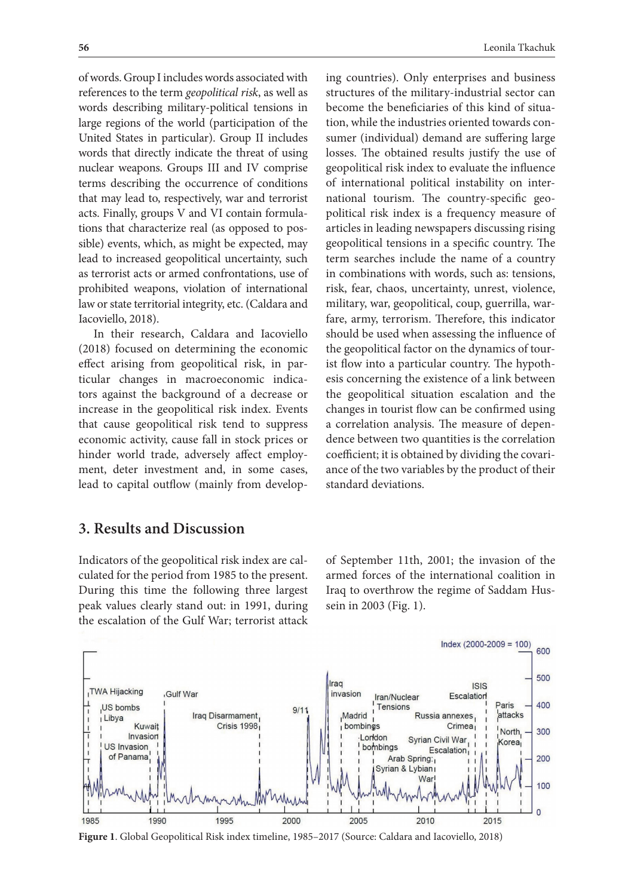of words. Group I includes words associated with references to the term *geopolitical risk*, as well as words describing military-political tensions in large regions of the world (participation of the United States in particular). Group II includes words that directly indicate the threat of using nuclear weapons. Groups III and IV comprise terms describing the occurrence of conditions that may lead to, respectively, war and terrorist acts. Finally, groups V and VI contain formulations that characterize real (as opposed to possible) events, which, as might be expected, may lead to increased geopolitical uncertainty, such as terrorist acts or armed confrontations, use of prohibited weapons, violation of international law or state territorial integrity, etc. (Caldara and Iacoviello, 2018).

In their research, Caldara and Iacoviello (2018) focused on determining the economic effect arising from geopolitical risk, in particular changes in macroeconomic indicators against the background of a decrease or increase in the geopolitical risk index. Events that cause geopolitical risk tend to suppress economic activity, cause fall in stock prices or hinder world trade, adversely affect employment, deter investment and, in some cases, lead to capital outflow (mainly from developing countries). Only enterprises and business structures of the military-industrial sector can become the beneficiaries of this kind of situation, while the industries oriented towards consumer (individual) demand are suffering large losses. The obtained results justify the use of geopolitical risk index to evaluate the influence of international political instability on international tourism. The country-specific geopolitical risk index is a frequency measure of articles in leading newspapers discussing rising geopolitical tensions in a specific country. The term searches include the name of a country in combinations with words, such as: tensions, risk, fear, chaos, uncertainty, unrest, violence, military, war, geopolitical, coup, guerrilla, warfare, army, terrorism. Therefore, this indicator should be used when assessing the influence of the geopolitical factor on the dynamics of tourist flow into a particular country. The hypothesis concerning the existence of a link between the geopolitical situation escalation and the changes in tourist flow can be confirmed using a correlation analysis. The measure of dependence between two quantities is the correlation coefficient; it is obtained by dividing the covariance of the two variables by the product of their standard deviations.

## 3. Results and Discussion

Indicators of the geopolitical risk index are calculated for the period from 1985 to the present. During this time the following three largest peak values clearly stand out: in 1991, during the escalation of the Gulf War; terrorist attack of September 11th, 2001; the invasion of the armed forces of the international coalition in Iraq to overthrow the regime of Saddam Hussein in 2003 (Fig. 1).

**Figure 1**. Global Geopolitical Risk index timeline, 1985–2017 (Source: Caldara and Iacoviello, 2018)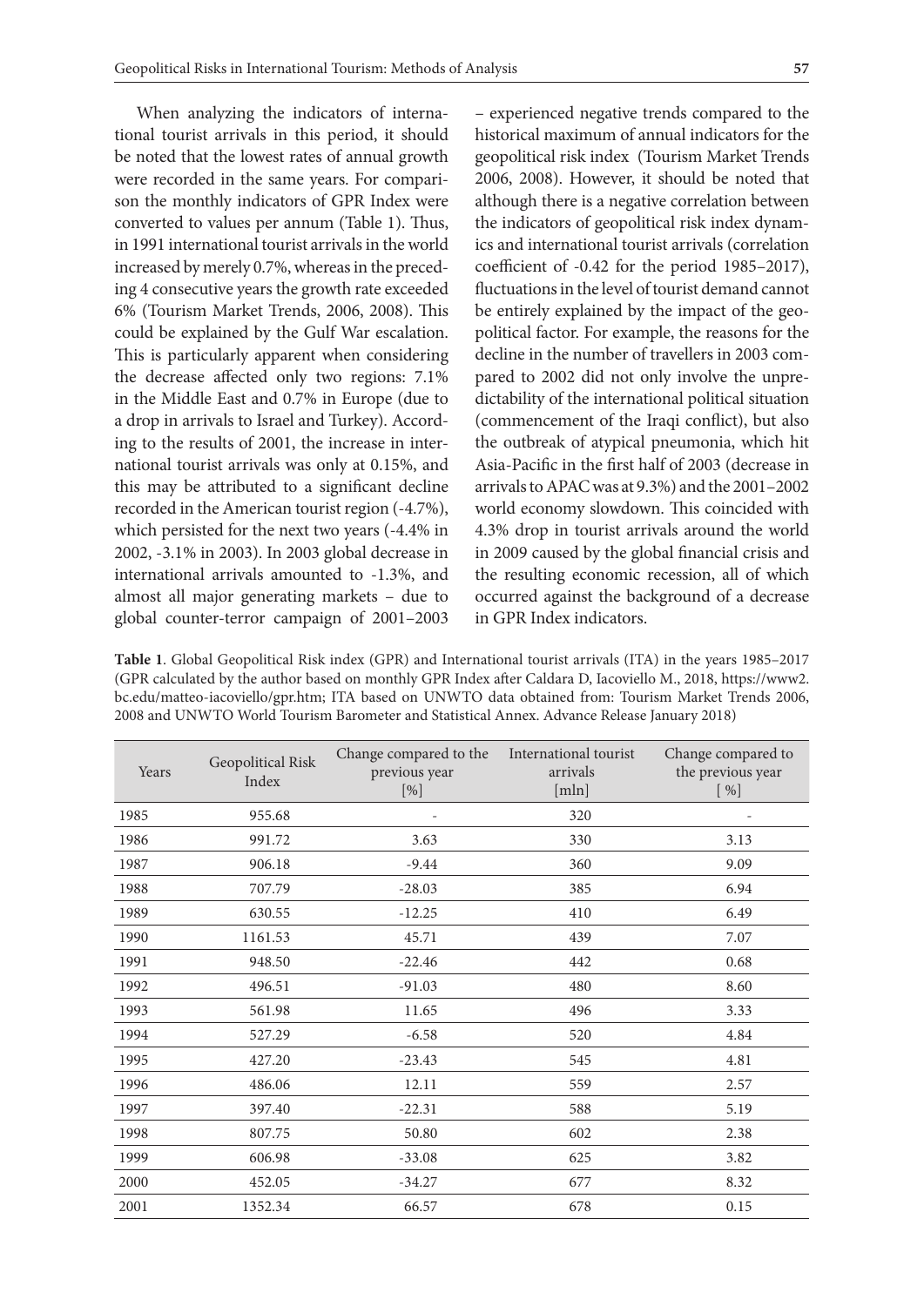When analyzing the indicators of international tourist arrivals in this period, it should be noted that the lowest rates of annual growth were recorded in the same years. For comparison the monthly indicators of GPR Index were converted to values per annum (Table 1). Thus, in 1991 international tourist arrivals in the world increased by merely 0.7%, whereas in the preceding 4 consecutive years the growth rate exceeded 6% (Tourism Market Trends, 2006, 2008). This could be explained by the Gulf War escalation. This is particularly apparent when considering the decrease affected only two regions: 7.1% in the Middle East and 0.7% in Europe (due to a drop in arrivals to Israel and Turkey). According to the results of 2001, the increase in international tourist arrivals was only at 0.15%, and this may be attributed to a significant decline recorded in the American tourist region (-4.7%), which persisted for the next two years (-4.4% in 2002, -3.1% in 2003). In 2003 global decrease in international arrivals amounted to -1.3%, and almost all major generating markets – due to global counter-terror campaign of 2001–2003 – experienced negative trends compared to the historical maximum of annual indicators for the geopolitical risk index (Tourism Market Trends 2006, 2008). However, it should be noted that although there is a negative correlation between the indicators of geopolitical risk index dynamics and international tourist arrivals (correlation coefficient of -0.42 for the period 1985–2017), fluctuations in the level of tourist demand cannot be entirely explained by the impact of the geopolitical factor. For example, the reasons for the decline in the number of travellers in 2003 compared to 2002 did not only involve the unpredictability of the international political situation (commencement of the Iraqi conflict), but also the outbreak of atypical pneumonia, which hit Asia-Pacific in the first half of 2003 (decrease in arrivals to APAC was at 9.3%) and the 2001–2002 world economy slowdown. This coincided with 4.3% drop in tourist arrivals around the world in 2009 caused by the global financial crisis and the resulting economic recession, all of which occurred against the background of a decrease in GPR Index indicators.

**Table 1**. Global Geopolitical Risk index (GPR) and International tourist arrivals (ITA) in the years 1985–2017 (GPR calculated by the author based on monthly GPR Index after Caldara D, Iacoviello M., 2018, https://www2.bc.edu/matteo-iacoviello/gpr.htm; ITA based on UNWTO data obtained from: Tourism Market Trends 2006, 2008 and UNWTO World Tourism Barometer and Statistical Annex. Advance Release January 2018)

| Years | Geopolitical Risk Index | Change compared to the previous year [%] | International tourist arrivals [mln] | Change compared to the previous year [ %] |
|---|---|---|---|---|
| 1985 | 955.68 | - | 320 | - |
| 1986 | 991.72 | 3.63 | 330 | 3.13 |
| 1987 | 906.18 | -9.44 | 360 | 9.09 |
| 1988 | 707.79 | -28.03 | 385 | 6.94 |
| 1989 | 630.55 | -12.25 | 410 | 6.49 |
| 1990 | 1161.53 | 45.71 | 439 | 7.07 |
| 1991 | 948.50 | -22.46 | 442 | 0.68 |
| 1992 | 496.51 | -91.03 | 480 | 8.60 |
| 1993 | 561.98 | 11.65 | 496 | 3.33 |
| 1994 | 527.29 | -6.58 | 520 | 4.84 |
| 1995 | 427.20 | -23.43 | 545 | 4.81 |
| 1996 | 486.06 | 12.11 | 559 | 2.57 |
| 1997 | 397.40 | -22.31 | 588 | 5.19 |
| 1998 | 807.75 | 50.80 | 602 | 2.38 |
| 1999 | 606.98 | -33.08 | 625 | 3.82 |
| 2000 | 452.05 | -34.27 | 677 | 8.32 |
| 2001 | 1352.34 | 66.57 | 678 | 0.15 |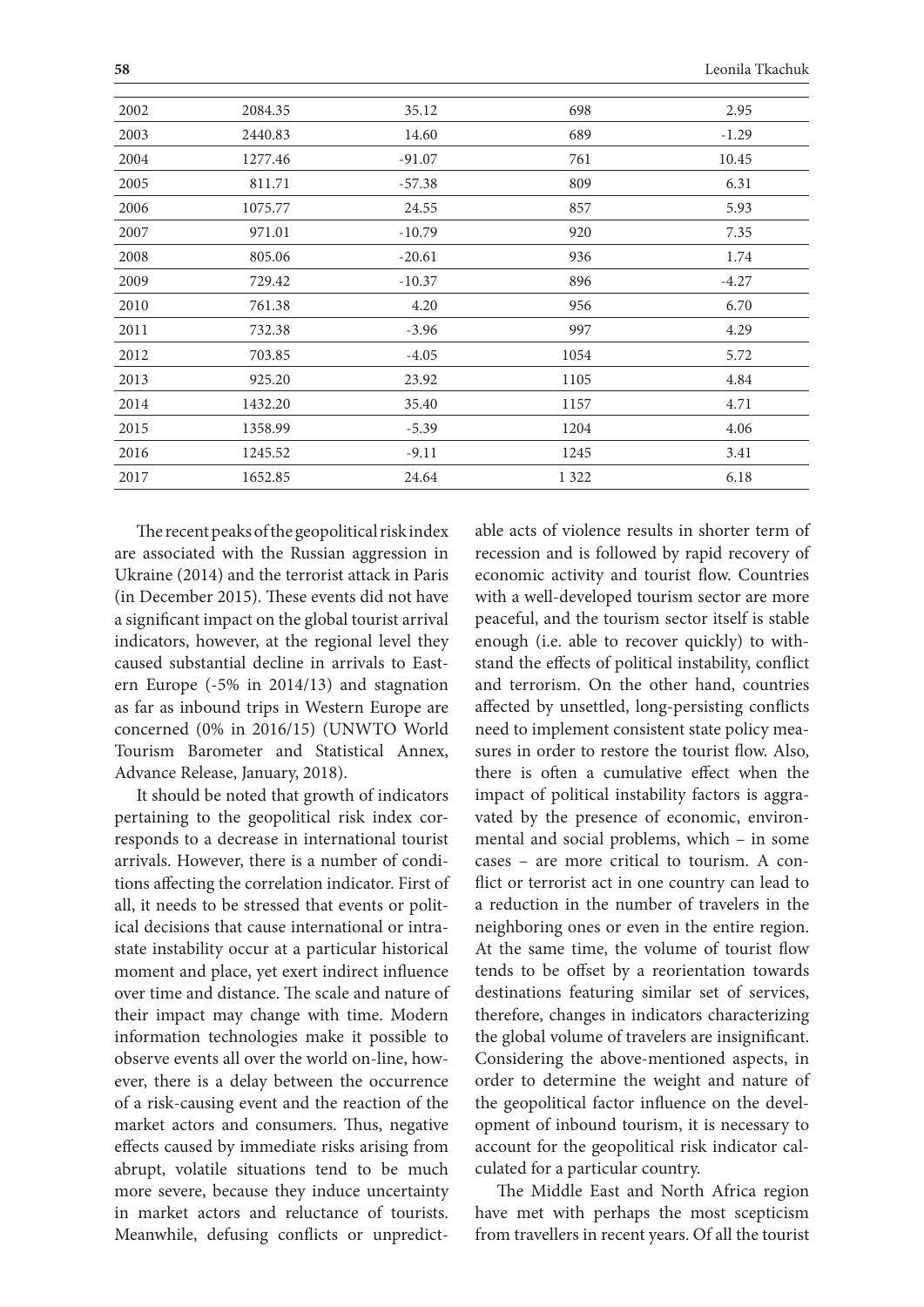| 2002 | 2084.35 | 35.12 | 698 | 2.95 |
|---|---|---|---|---|
| 2003 | 2440.83 | 14.60 | 689 | -1.29 |
| 2004 | 1277.46 | -91.07 | 761 | 10.45 |
| 2005 | 811.71 | -57.38 | 809 | 6.31 |
| 2006 | 1075.77 | 24.55 | 857 | 5.93 |
| 2007 | 971.01 | -10.79 | 920 | 7.35 |
| 2008 | 805.06 | -20.61 | 936 | 1.74 |
| 2009 | 729.42 | -10.37 | 896 | -4.27 |
| 2010 | 761.38 | 4.20 | 956 | 6.70 |
| 2011 | 732.38 | -3.96 | 997 | 4.29 |
| 2012 | 703.85 | -4.05 | 1054 | 5.72 |
| 2013 | 925.20 | 23.92 | 1105 | 4.84 |
| 2014 | 1432.20 | 35.40 | 1157 | 4.71 |
| 2015 | 1358.99 | -5.39 | 1204 | 4.06 |
| 2016 | 1245.52 | -9.11 | 1245 | 3.41 |
| 2017 | 1652.85 | 24.64 | 1 322 | 6.18 |

The recent peaks of the geopolitical risk index are associated with the Russian aggression in Ukraine (2014) and the terrorist attack in Paris (in December 2015). These events did not have a significant impact on the global tourist arrival indicators, however, at the regional level they caused substantial decline in arrivals to Eastern Europe (-5% in 2014/13) and stagnation as far as inbound trips in Western Europe are concerned (0% in 2016/15) (UNWTO World Tourism Barometer and Statistical Annex, Advance Release, January, 2018).

It should be noted that growth of indicators pertaining to the geopolitical risk index corresponds to a decrease in international tourist arrivals. However, there is a number of conditions affecting the correlation indicator. First of all, it needs to be stressed that events or political decisions that cause international or intrastate instability occur at a particular historical moment and place, yet exert indirect influence over time and distance. The scale and nature of their impact may change with time. Modern information technologies make it possible to observe events all over the world on-line, however, there is a delay between the occurrence of a risk-causing event and the reaction of the market actors and consumers. Thus, negative effects caused by immediate risks arising from abrupt, volatile situations tend to be much more severe, because they induce uncertainty in market actors and reluctance of tourists. Meanwhile, defusing conflicts or unpredictable acts of violence results in shorter term of recession and is followed by rapid recovery of economic activity and tourist flow. Countries with a well-developed tourism sector are more peaceful, and the tourism sector itself is stable enough (i.e. able to recover quickly) to withstand the effects of political instability, conflict and terrorism. On the other hand, countries affected by unsettled, long-persisting conflicts need to implement consistent state policy measures in order to restore the tourist flow. Also, there is often a cumulative effect when the impact of political instability factors is aggravated by the presence of economic, environmental and social problems, which – in some cases – are more critical to tourism. A conflict or terrorist act in one country can lead to a reduction in the number of travelers in the neighboring ones or even in the entire region. At the same time, the volume of tourist flow tends to be offset by a reorientation towards destinations featuring similar set of services, therefore, changes in indicators characterizing the global volume of travelers are insignificant. Considering the above-mentioned aspects, in order to determine the weight and nature of the geopolitical factor influence on the development of inbound tourism, it is necessary to account for the geopolitical risk indicator calculated for a particular country.

The Middle East and North Africa region have met with perhaps the most scepticism from travellers in recent years. Of all the tourist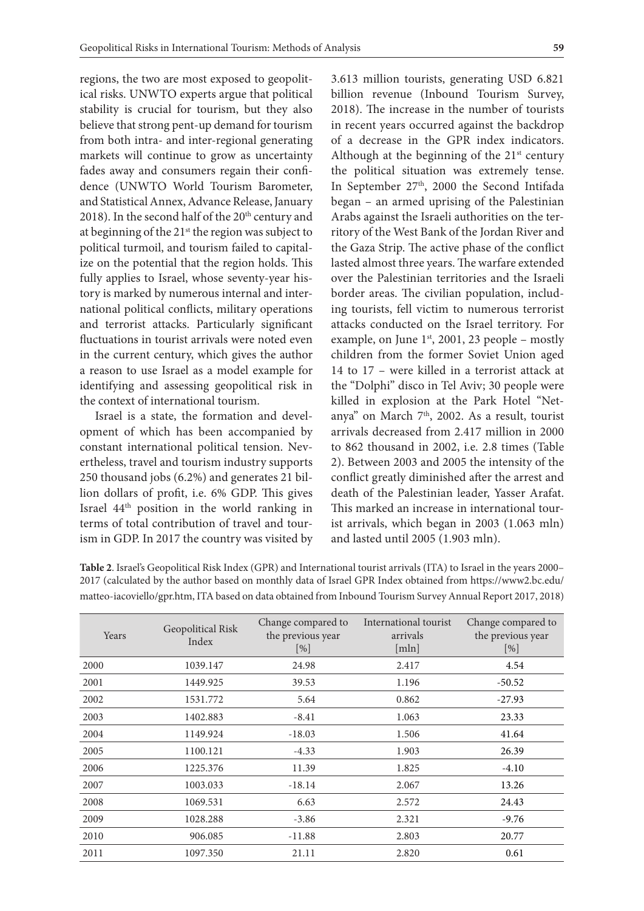regions, the two are most exposed to geopolitical risks. UNWTO experts argue that political stability is crucial for tourism, but they also believe that strong pent-up demand for tourism from both intra- and inter-regional generating markets will continue to grow as uncertainty fades away and consumers regain their confidence (UNWTO World Tourism Barometer, and Statistical Annex, Advance Release, January 2018). In the second half of the 20th century and at beginning of the 21st the region was subject to political turmoil, and tourism failed to capitalize on the potential that the region holds. This fully applies to Israel, whose seventy-year history is marked by numerous internal and international political conflicts, military operations and terrorist attacks. Particularly significant fluctuations in tourist arrivals were noted even in the current century, which gives the author a reason to use Israel as a model example for identifying and assessing geopolitical risk in the context of international tourism.

Israel is a state, the formation and development of which has been accompanied by constant international political tension. Nevertheless, travel and tourism industry supports 250 thousand jobs (6.2%) and generates 21 billion dollars of profit, i.e. 6% GDP. This gives Israel 44th position in the world ranking in terms of total contribution of travel and tourism in GDP. In 2017 the country was visited by 3.613 million tourists, generating USD 6.821 billion revenue (Inbound Tourism Survey, 2018). The increase in the number of tourists in recent years occurred against the backdrop of a decrease in the GPR index indicators. Although at the beginning of the 21st century the political situation was extremely tense. In September 27th, 2000 the Second Intifada began – an armed uprising of the Palestinian Arabs against the Israeli authorities on the territory of the West Bank of the Jordan River and the Gaza Strip. The active phase of the conflict lasted almost three years. The warfare extended over the Palestinian territories and the Israeli border areas. The civilian population, including tourists, fell victim to numerous terrorist attacks conducted on the Israel territory. For example, on June 1st, 2001, 23 people – mostly children from the former Soviet Union aged 14 to 17 – were killed in a terrorist attack at the "Dolphi" disco in Tel Aviv; 30 people were killed in explosion at the Park Hotel "Netanya" on March 7th, 2002. As a result, tourist arrivals decreased from 2.417 million in 2000 to 862 thousand in 2002, i.e. 2.8 times (Table 2). Between 2003 and 2005 the intensity of the conflict greatly diminished after the arrest and death of the Palestinian leader, Yasser Arafat. This marked an increase in international tourist arrivals, which began in 2003 (1.063 mln) and lasted until 2005 (1.903 mln).

**Table 2**. Israel's Geopolitical Risk Index (GPR) and International tourist arrivals (ITA) to Israel in the years 2000–2017 (calculated by the author based on monthly data of Israel GPR Index obtained from https://www2.bc.edu/matteo-iacoviello/gpr.htm, ITA based on data obtained from Inbound Tourism Survey Annual Report 2017, 2018)

| Years | Geopolitical Risk Index | Change compared to the previous year [%] | International tourist arrivals [mln] | Change compared to the previous year [%] |
|---|---|---|---|---|
| 2000 | 1039.147 | 24.98 | 2.417 | 4.54 |
| 2001 | 1449.925 | 39.53 | 1.196 | -50.52 |
| 2002 | 1531.772 | 5.64 | 0.862 | -27.93 |
| 2003 | 1402.883 | -8.41 | 1.063 | 23.33 |
| 2004 | 1149.924 | -18.03 | 1.506 | 41.64 |
| 2005 | 1100.121 | -4.33 | 1.903 | 26.39 |
| 2006 | 1225.376 | 11.39 | 1.825 | -4.10 |
| 2007 | 1003.033 | -18.14 | 2.067 | 13.26 |
| 2008 | 1069.531 | 6.63 | 2.572 | 24.43 |
| 2009 | 1028.288 | -3.86 | 2.321 | -9.76 |
| 2010 | 906.085 | -11.88 | 2.803 | 20.77 |
| 2011 | 1097.350 | 21.11 | 2.820 | 0.61 |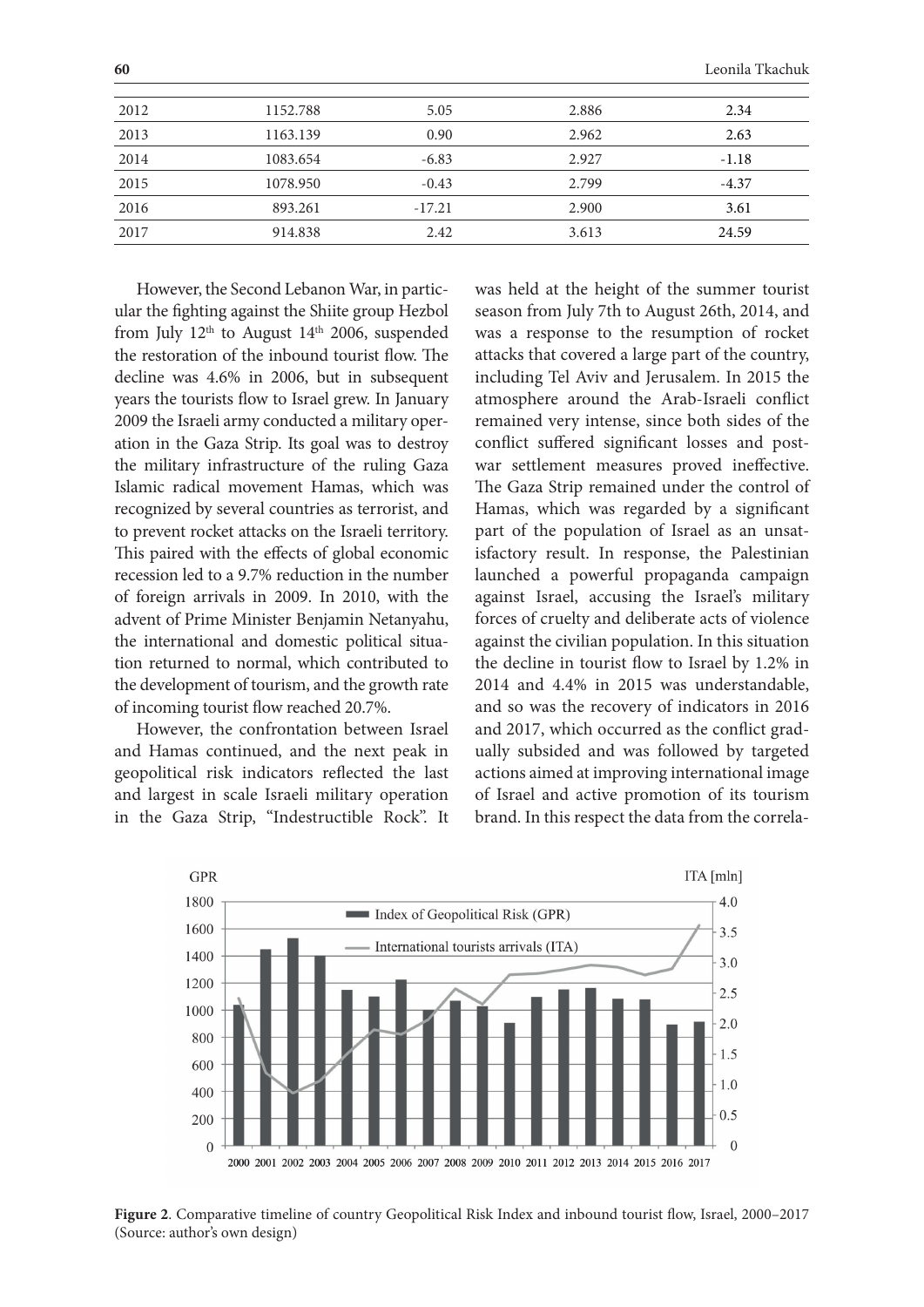| 2012 | 1152.788 | 5.05 | 2.886 | 2.34 |
|---|---|---|---|---|
| 2013 | 1163.139 | 0.90 | 2.962 | 2.63 |
| 2014 | 1083.654 | -6.83 | 2.927 | -1.18 |
| 2015 | 1078.950 | -0.43 | 2.799 | -4.37 |
| 2016 | 893.261 | -17.21 | 2.900 | 3.61 |
| 2017 | 914.838 | 2.42 | 3.613 | 24.59 |

However, the Second Lebanon War, in particular the fighting against the Shiite group Hezbol from July 12[th] to August 14[th] 2006, suspended the restoration of the inbound tourist flow. The decline was 4.6% in 2006, but in subsequent years the tourists flow to Israel grew. In January 2009 the Israeli army conducted a military operation in the Gaza Strip. Its goal was to destroy the military infrastructure of the ruling Gaza Islamic radical movement Hamas, which was recognized by several countries as terrorist, and to prevent rocket attacks on the Israeli territory. This paired with the effects of global economic recession led to a 9.7% reduction in the number of foreign arrivals in 2009. In 2010, with the advent of Prime Minister Benjamin Netanyahu, the international and domestic political situation returned to normal, which contributed to the development of tourism, and the growth rate of incoming tourist flow reached 20.7%.

However, the confrontation between Israel and Hamas continued, and the next peak in geopolitical risk indicators reflected the last and largest in scale Israeli military operation in the Gaza Strip, "Indestructible Rock". It was held at the height of the summer tourist season from July 7th to August 26th, 2014, and was a response to the resumption of rocket attacks that covered a large part of the country, including Tel Aviv and Jerusalem. In 2015 the atmosphere around the Arab-Israeli conflict remained very intense, since both sides of the conflict suffered significant losses and post-war settlement measures proved ineffective. The Gaza Strip remained under the control of Hamas, which was regarded by a significant part of the population of Israel as an unsatisfactory result. In response, the Palestinian launched a powerful propaganda campaign against Israel, accusing the Israel's military forces of cruelty and deliberate acts of violence against the civilian population. In this situation the decline in tourist flow to Israel by 1.2% in 2014 and 4.4% in 2015 was understandable, and so was the recovery of indicators in 2016 and 2017, which occurred as the conflict gradually subsided and was followed by targeted actions aimed at improving international image of Israel and active promotion of its tourism brand. In this respect the data from the correla-

**Figure 2**. Comparative timeline of country Geopolitical Risk Index and inbound tourist flow, Israel, 2000–2017 (Source: author's own design)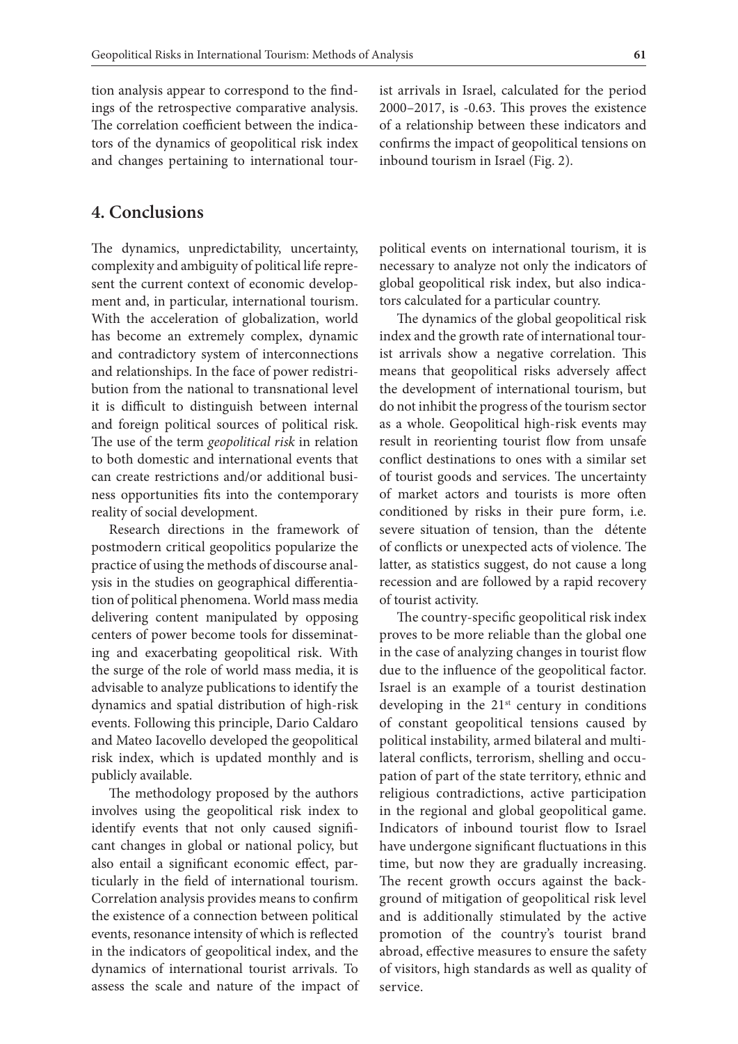tion analysis appear to correspond to the findings of the retrospective comparative analysis. The correlation coefficient between the indicators of the dynamics of geopolitical risk index and changes pertaining to international tourist arrivals in Israel, calculated for the period 2000–2017, is -0.63. This proves the existence of a relationship between these indicators and confirms the impact of geopolitical tensions on inbound tourism in Israel (Fig. 2).

## 4. Conclusions

The dynamics, unpredictability, uncertainty, complexity and ambiguity of political life represent the current context of economic development and, in particular, international tourism. With the acceleration of globalization, world has become an extremely complex, dynamic and contradictory system of interconnections and relationships. In the face of power redistribution from the national to transnational level it is difficult to distinguish between internal and foreign political sources of political risk. The use of the term *geopolitical risk* in relation to both domestic and international events that can create restrictions and/or additional business opportunities fits into the contemporary reality of social development.

Research directions in the framework of postmodern critical geopolitics popularize the practice of using the methods of discourse analysis in the studies on geographical differentiation of political phenomena. World mass media delivering content manipulated by opposing centers of power become tools for disseminating and exacerbating geopolitical risk. With the surge of the role of world mass media, it is advisable to analyze publications to identify the dynamics and spatial distribution of high-risk events. Following this principle, Dario Caldaro and Mateo Iacovello developed the geopolitical risk index, which is updated monthly and is publicly available.

The methodology proposed by the authors involves using the geopolitical risk index to identify events that not only caused significant changes in global or national policy, but also entail a significant economic effect, particularly in the field of international tourism. Correlation analysis provides means to confirm the existence of a connection between political events, resonance intensity of which is reflected in the indicators of geopolitical index, and the dynamics of international tourist arrivals. To assess the scale and nature of the impact of political events on international tourism, it is necessary to analyze not only the indicators of global geopolitical risk index, but also indicators calculated for a particular country.

The dynamics of the global geopolitical risk index and the growth rate of international tourist arrivals show a negative correlation. This means that geopolitical risks adversely affect the development of international tourism, but do not inhibit the progress of the tourism sector as a whole. Geopolitical high-risk events may result in reorienting tourist flow from unsafe conflict destinations to ones with a similar set of tourist goods and services. The uncertainty of market actors and tourists is more often conditioned by risks in their pure form, i.e. severe situation of tension, than the détente of conflicts or unexpected acts of violence. The latter, as statistics suggest, do not cause a long recession and are followed by a rapid recovery of tourist activity.

The country-specific geopolitical risk index proves to be more reliable than the global one in the case of analyzing changes in tourist flow due to the influence of the geopolitical factor. Israel is an example of a tourist destination developing in the 21st century in conditions of constant geopolitical tensions caused by political instability, armed bilateral and multilateral conflicts, terrorism, shelling and occupation of part of the state territory, ethnic and religious contradictions, active participation in the regional and global geopolitical game. Indicators of inbound tourist flow to Israel have undergone significant fluctuations in this time, but now they are gradually increasing. The recent growth occurs against the background of mitigation of geopolitical risk level and is additionally stimulated by the active promotion of the country's tourist brand abroad, effective measures to ensure the safety of visitors, high standards as well as quality of service.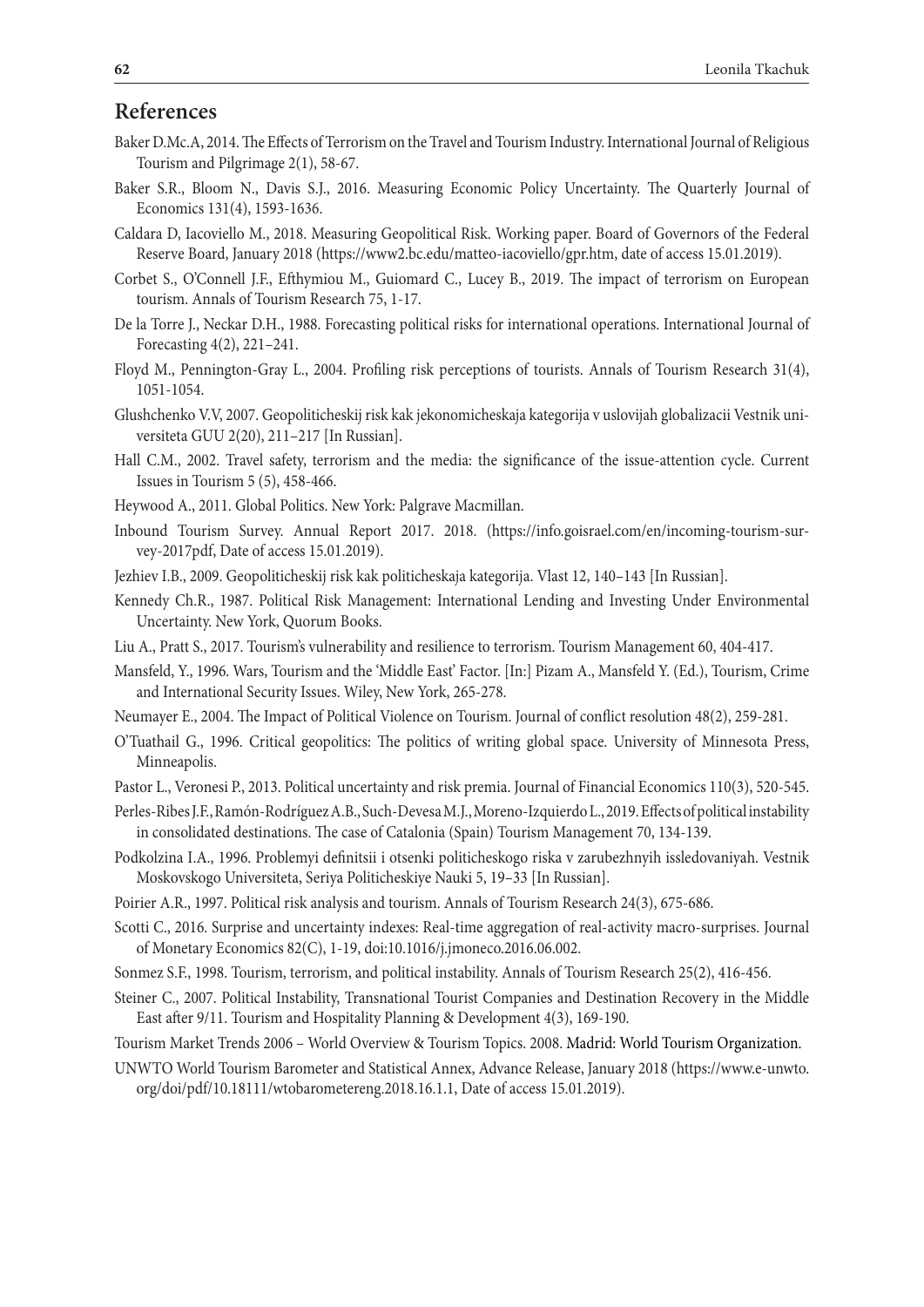## References

Baker D.Mc.A, 2014. The Effects of Terrorism on the Travel and Tourism Industry. International Journal of Religious Tourism and Pilgrimage 2(1), 58-67.

Baker S.R., Bloom N., Davis S.J., 2016. Measuring Economic Policy Uncertainty. The Quarterly Journal of Economics 131(4), 1593-1636.

Caldara D, Iacoviello M., 2018. Measuring Geopolitical Risk. Working paper. Board of Governors of the Federal Reserve Board, January 2018 (https://www2.bc.edu/matteo-iacoviello/gpr.htm, date of access 15.01.2019).

Corbet S., O'Connell J.F., Efthymiou M., Guiomard C., Lucey B., 2019. The impact of terrorism on European tourism. Annals of Tourism Research 75, 1-17.

De la Torre J., Neckar D.H., 1988. Forecasting political risks for international operations. International Journal of Forecasting 4(2), 221–241.

Floyd M., Pennington-Gray L., 2004. Profiling risk perceptions of tourists. Annals of Tourism Research 31(4), 1051-1054.

Glushchenko V.V, 2007. Geopoliticheskij risk kak jekonomicheskaja kategorija v uslovijah globalizacii Vestnik universiteta GUU 2(20), 211–217 [In Russian].

Hall C.M., 2002. Travel safety, terrorism and the media: the significance of the issue-attention cycle. Current Issues in Tourism 5 (5), 458-466.

Heywood A., 2011. Global Politics. New York: Palgrave Macmillan.

Inbound Tourism Survey. Annual Report 2017. 2018. (https://info.goisrael.com/en/incoming-tourism-survey-2017pdf, Date of access 15.01.2019).

Jezhiev I.B., 2009. Geopoliticheskij risk kak politicheskaja kategorija. Vlast 12, 140–143 [In Russian].

Kennedy Ch.R., 1987. Political Risk Management: International Lending and Investing Under Environmental Uncertainty. New York, Quorum Books.

Liu A., Pratt S., 2017. Tourism's vulnerability and resilience to terrorism. Tourism Management 60, 404-417.

Mansfeld, Y., 1996. Wars, Tourism and the 'Middle East' Factor. [In:] Pizam A., Mansfeld Y. (Ed.), Tourism, Crime and International Security Issues. Wiley, New York, 265-278.

Neumayer E., 2004. The Impact of Political Violence on Tourism. Journal of conflict resolution 48(2), 259-281.

O'Tuathail G., 1996. Critical geopolitics: The politics of writing global space. University of Minnesota Press, Minneapolis.

Pastor L., Veronesi P., 2013. Political uncertainty and risk premia. Journal of Financial Economics 110(3), 520-545.

Perles-Ribes J.F., Ramón-Rodríguez A.B., Such-Devesa M.J., Moreno-Izquierdo L., 2019. Effects of political instability in consolidated destinations. The case of Catalonia (Spain) Tourism Management 70, 134-139.

Podkolzina I.A., 1996. Problemyi definitsii i otsenki politicheskogo riska v zarubezhnyih issledovaniyah. Vestnik Moskovskogo Universiteta, Seriya Politicheskiye Nauki 5, 19–33 [In Russian].

Poirier A.R., 1997. Political risk analysis and tourism. Annals of Tourism Research 24(3), 675-686.

Scotti C., 2016. Surprise and uncertainty indexes: Real-time aggregation of real-activity macro-surprises. Journal of Monetary Economics 82(C), 1-19, doi:10.1016/j.jmoneco.2016.06.002.

Sonmez S.F., 1998. Tourism, terrorism, and political instability. Annals of Tourism Research 25(2), 416-456.

Steiner C., 2007. Political Instability, Transnational Tourist Companies and Destination Recovery in the Middle East after 9/11. Tourism and Hospitality Planning & Development 4(3), 169-190.

Tourism Market Trends 2006 – World Overview & Tourism Topics. 2008. Madrid: World Tourism Organization.

UNWTO World Tourism Barometer and Statistical Annex, Advance Release, January 2018 (https://www.e-unwto.org/doi/pdf/10.18111/wtobarometereng.2018.16.1.1, Date of access 15.01.2019).